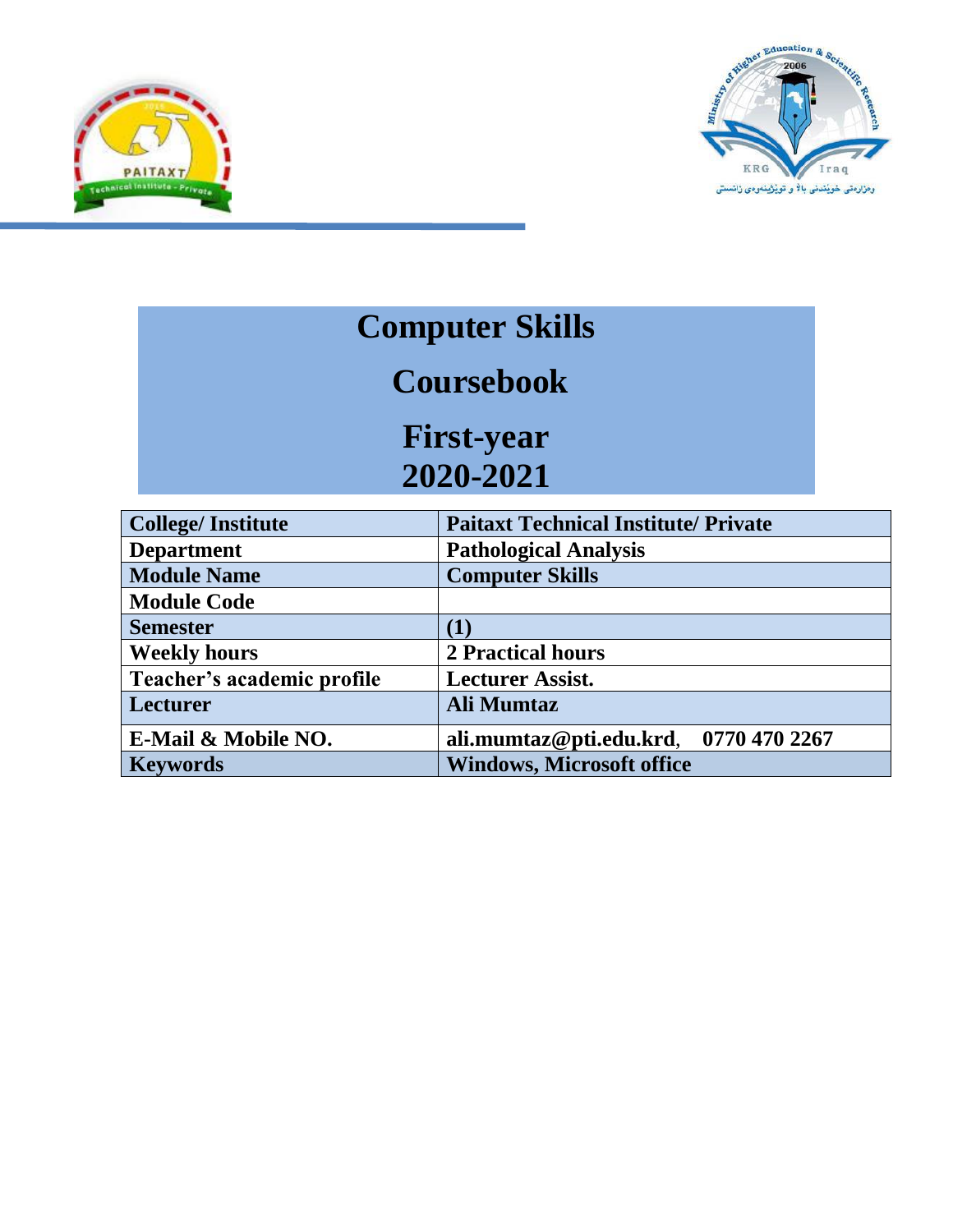# Computer Skills

# Coursebook

# First-year

# 2020-2021

| College/ Institute | Paitaxt Technical Institute/ Private |
|---|---|
| Department | Pathological Analysis |
| Module Name | Computer Skills |
| Module Code | |
| Semester | (1) |
| Weekly hours | 2 Practical hours |
| Teacher's academic profile | Lecturer Assist. |
| Lecturer | Ali Mumtaz |
| E-Mail & Mobile NO. | ali.mumtaz@pti.edu.krd, 0770 470 2267 |
| Keywords | Windows, Microsoft office |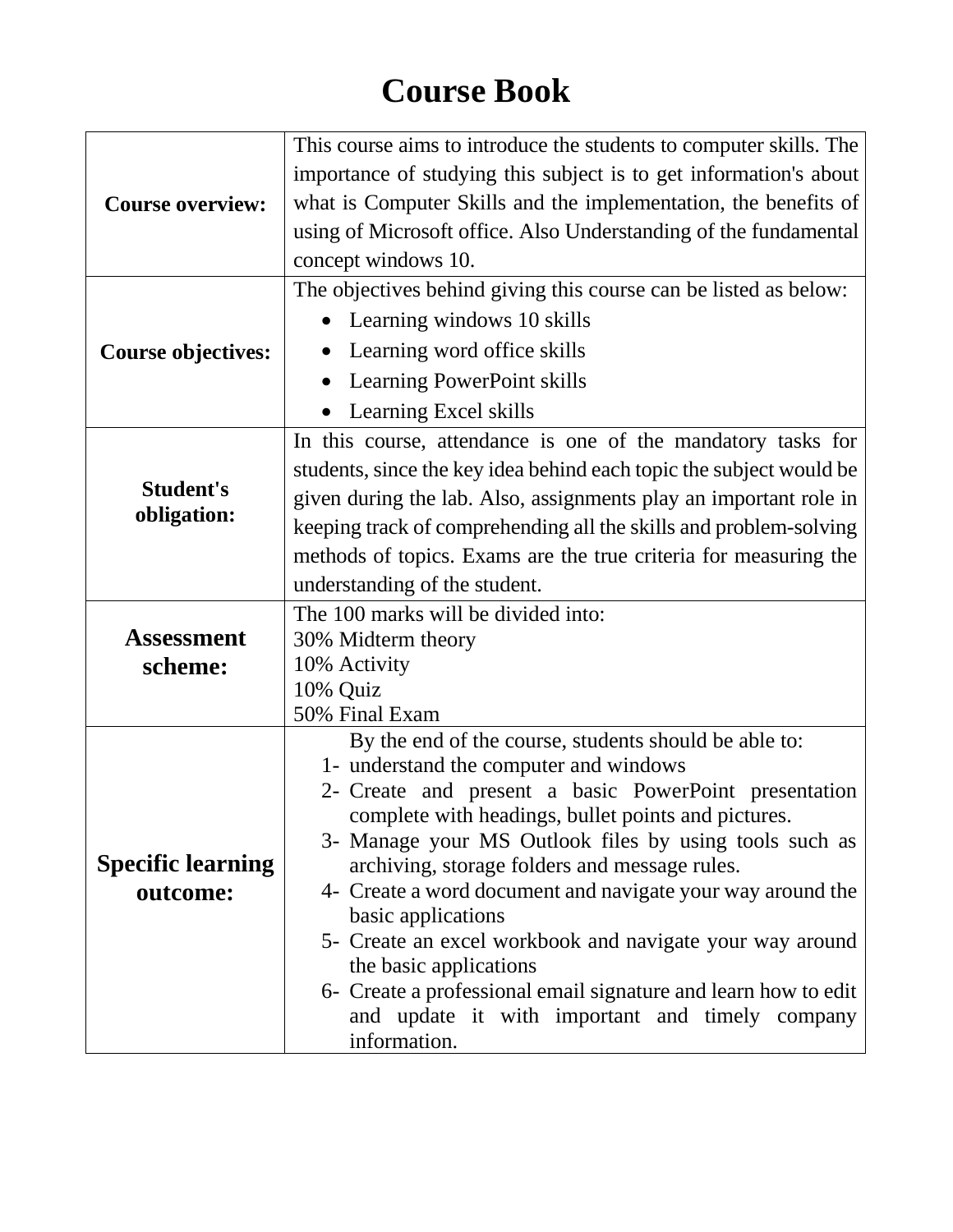# Course Book

| | |
|---|---|
| **Course overview:** | This course aims to introduce the students to computer skills. The importance of studying this subject is to get information's about what is Computer Skills and the implementation, the benefits of using of Microsoft office. Also Understanding of the fundamental concept windows 10. |
| **Course objectives:** | The objectives behind giving this course can be listed as below:<br>• Learning windows 10 skills<br>• Learning word office skills<br>• Learning PowerPoint skills<br>• Learning Excel skills |
| **Student's obligation:** | In this course, attendance is one of the mandatory tasks for students, since the key idea behind each topic the subject would be given during the lab. Also, assignments play an important role in keeping track of comprehending all the skills and problem-solving methods of topics. Exams are the true criteria for measuring the understanding of the student. |
| **Assessment scheme:** | The 100 marks will be divided into:<br>30% Midterm theory<br>10% Activity<br>10% Quiz<br>50% Final Exam |
| **Specific learning outcome:** | By the end of the course, students should be able to:<br>1- understand the computer and windows<br>2- Create and present a basic PowerPoint presentation complete with headings, bullet points and pictures.<br>3- Manage your MS Outlook files by using tools such as archiving, storage folders and message rules.<br>4- Create a word document and navigate your way around the basic applications<br>5- Create an excel workbook and navigate your way around the basic applications<br>6- Create a professional email signature and learn how to edit and update it with important and timely company information. |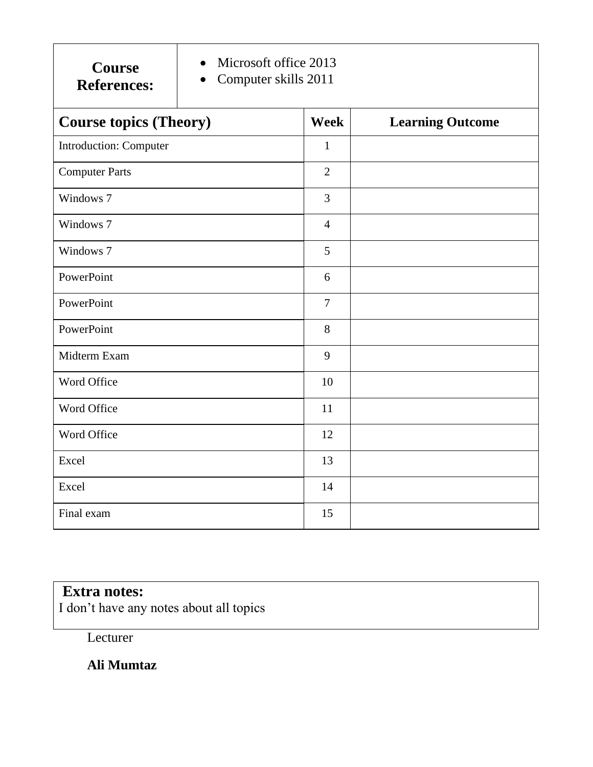| | |
|---|---|
| **Course References:** | • Microsoft office 2013<br>• Computer skills 2011 |

| Course topics (Theory) | Week | Learning Outcome |
|---|---|---|
| Introduction: Computer | 1 | |
| Computer Parts | 2 | |
| Windows 7 | 3 | |
| Windows 7 | 4 | |
| Windows 7 | 5 | |
| PowerPoint | 6 | |
| PowerPoint | 7 | |
| PowerPoint | 8 | |
| Midterm Exam | 9 | |
| Word Office | 10 | |
| Word Office | 11 | |
| Word Office | 12 | |
| Excel | 13 | |
| Excel | 14 | |
| Final exam | 15 | |

**Extra notes:**
I don't have any notes about all topics

Lecturer

**Ali Mumtaz**